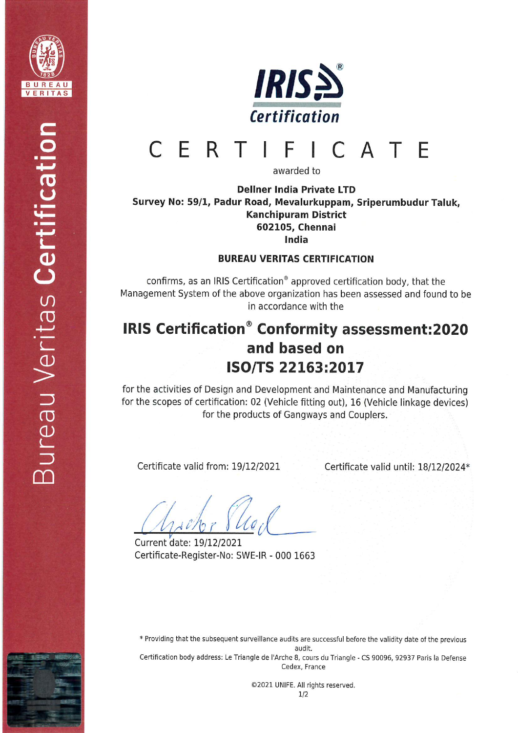BUREAU VERITAS

Bureau Veritas **Certification**

**IRIS Certification**

# CERTIFICATE

awarded to

**Dellner India Private LTD**
**Survey No: 59/1, Padur Road, Mevalurkuppam, Sriperumbudur Taluk,**
**Kanchipuram District**
**602105, Chennai**
**India**

**BUREAU VERITAS CERTIFICATION**

confirms, as an IRIS Certification® approved certification body, that the Management System of the above organization has been assessed and found to be in accordance with the

## IRIS Certification® Conformity assessment:2020 and based on ISO/TS 22163:2017

for the activities of Design and Development and Maintenance and Manufacturing for the scopes of certification: 02 (Vehicle fitting out), 16 (Vehicle linkage devices) for the products of Gangways and Couplers.

Certificate valid from: 19/12/2021

Certificate valid until: 18/12/2024*

Current date: 19/12/2021
Certificate-Register-No: SWE-IR - 000 1663

* Providing that the subsequent surveillance audits are successful before the validity date of the previous audit.
Certification body address: Le Triangle de l'Arche 8, cours du Triangle - CS 90096, 92937 Paris la Defense Cedex, France

©2021 UNIFE. All rights reserved.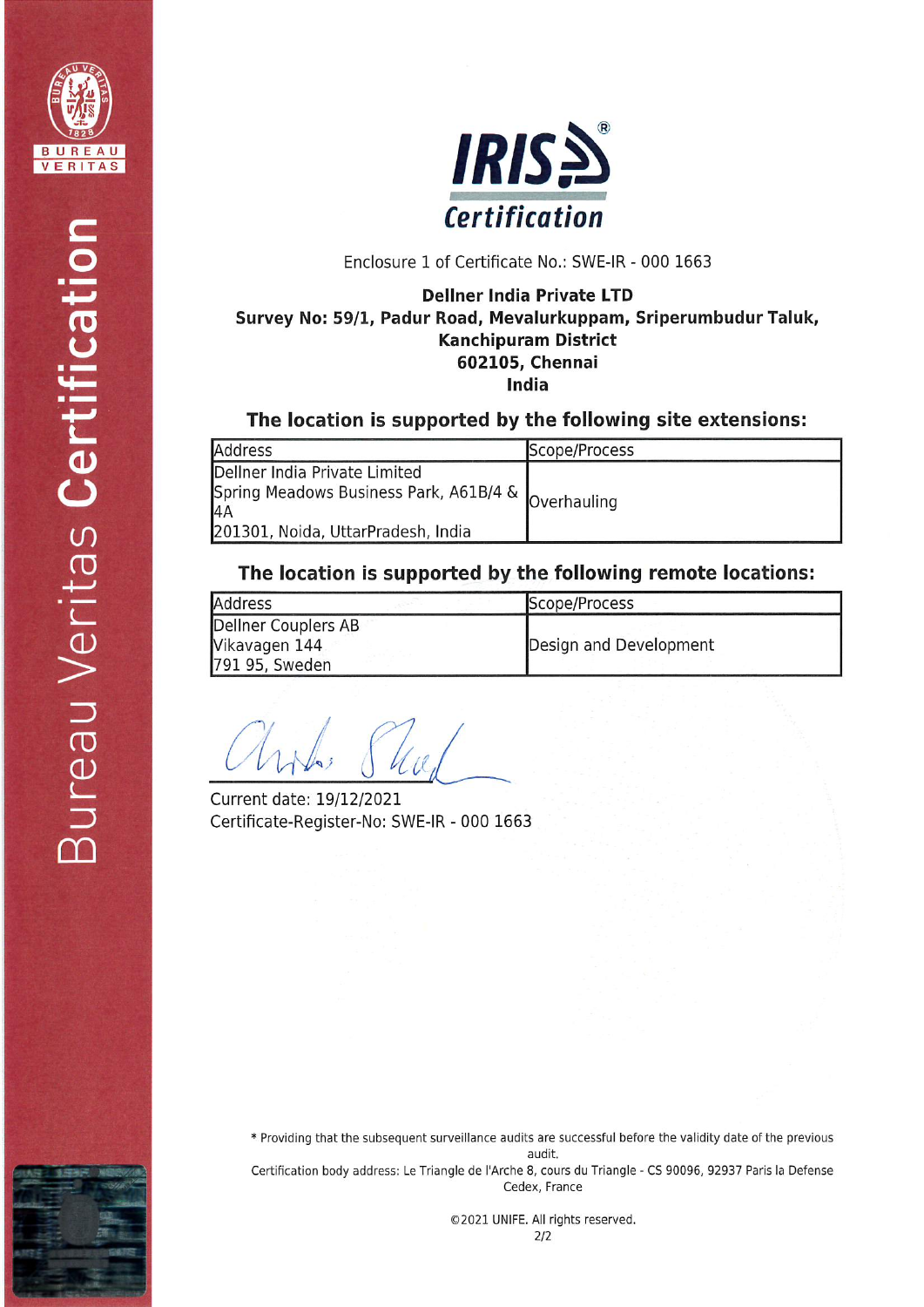IRIS® Certification

Enclosure 1 of Certificate No.: SWE-IR - 000 1663

**Dellner India Private LTD**
**Survey No: 59/1, Padur Road, Mevalurkuppam, Sriperumbudur Taluk,**
**Kanchipuram District**
**602105, Chennai**
**India**

## The location is supported by the following site extensions:

| Address | Scope/Process |
|---|---|
| Dellner India Private Limited<br>Spring Meadows Business Park, A61B/4 & 4A<br>201301, Noida, UttarPradesh, India | Overhauling |

## The location is supported by the following remote locations:

| Address | Scope/Process |
|---|---|
| Dellner Couplers AB<br>Vikavagen 144<br>791 95, Sweden | Design and Development |

Current date: 19/12/2021
Certificate-Register-No: SWE-IR - 000 1663

* Providing that the subsequent surveillance audits are successful before the validity date of the previous audit.
Certification body address: Le Triangle de l'Arche 8, cours du Triangle - CS 90096, 92937 Paris la Defense Cedex, France

©2021 UNIFE. All rights reserved.

Bureau Veritas Certification